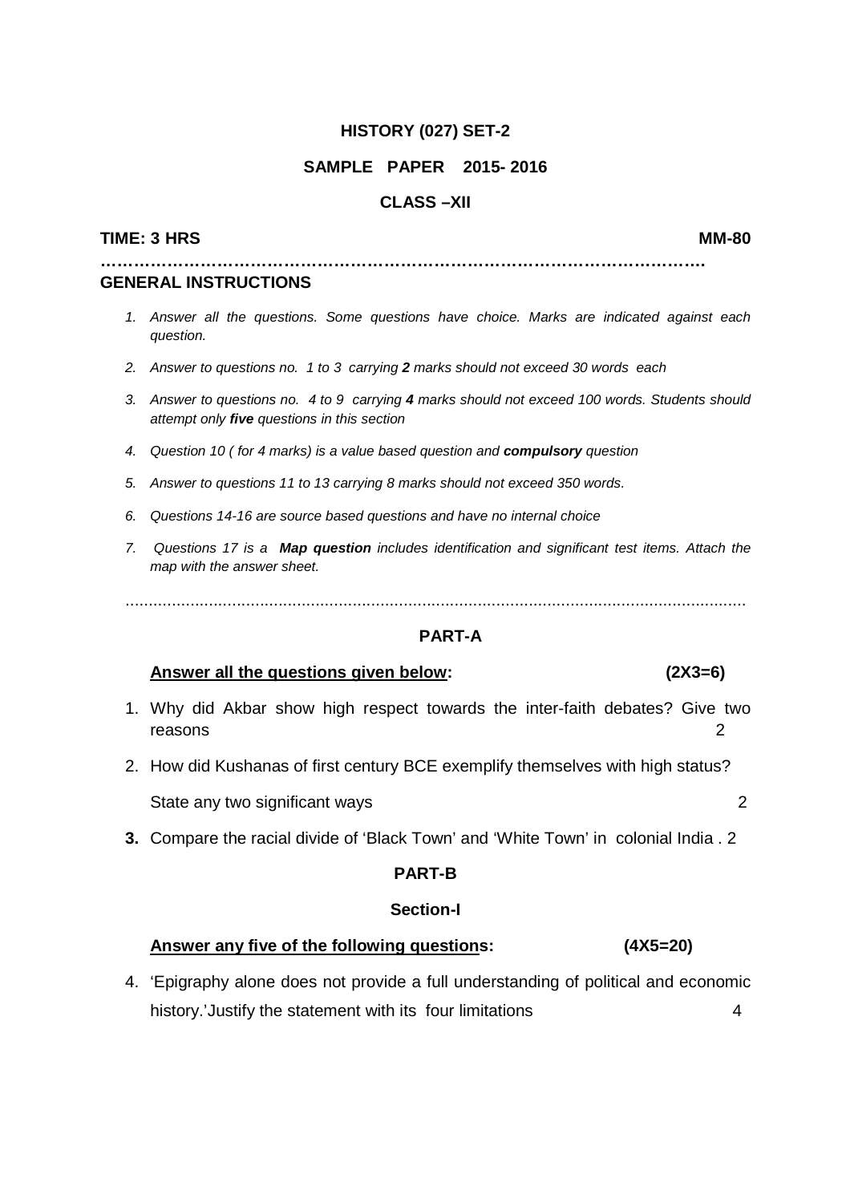**HISTORY (027) SET-2**

**SAMPLE PAPER 2015- 2016**

**CLASS –XII**

**TIME: 3 HRS** **MM-80**

……………………………………………………………………………………………….

## GENERAL INSTRUCTIONS

1. *Answer all the questions. Some questions have choice. Marks are indicated against each question.*
2. *Answer to questions no. 1 to 3 carrying **2** marks should not exceed 30 words each*
3. *Answer to questions no. 4 to 9 carrying **4** marks should not exceed 100 words. Students should attempt only **five** questions in this section*
4. *Question 10 ( for 4 marks) is a value based question and **compulsory** question*
5. *Answer to questions 11 to 13 carrying 8 marks should not exceed 350 words.*
6. *Questions 14-16 are source based questions and have no internal choice*
7. *Questions 17 is a **Map question** includes identification and significant test items. Attach the map with the answer sheet.*

.........................................................................................................................................

## PART-A

**Answer all the questions given below:** **(2X3=6)**

1. Why did Akbar show high respect towards the inter-faith debates? Give two reasons 2
2. How did Kushanas of first century BCE exemplify themselves with high status?

   State any two significant ways 2
3. Compare the racial divide of 'Black Town' and 'White Town' in colonial India . 2

## PART-B

### Section-I

**Answer any five of the following questions:** **(4X5=20)**

4. 'Epigraphy alone does not provide a full understanding of political and economic history.'Justify the statement with its four limitations 4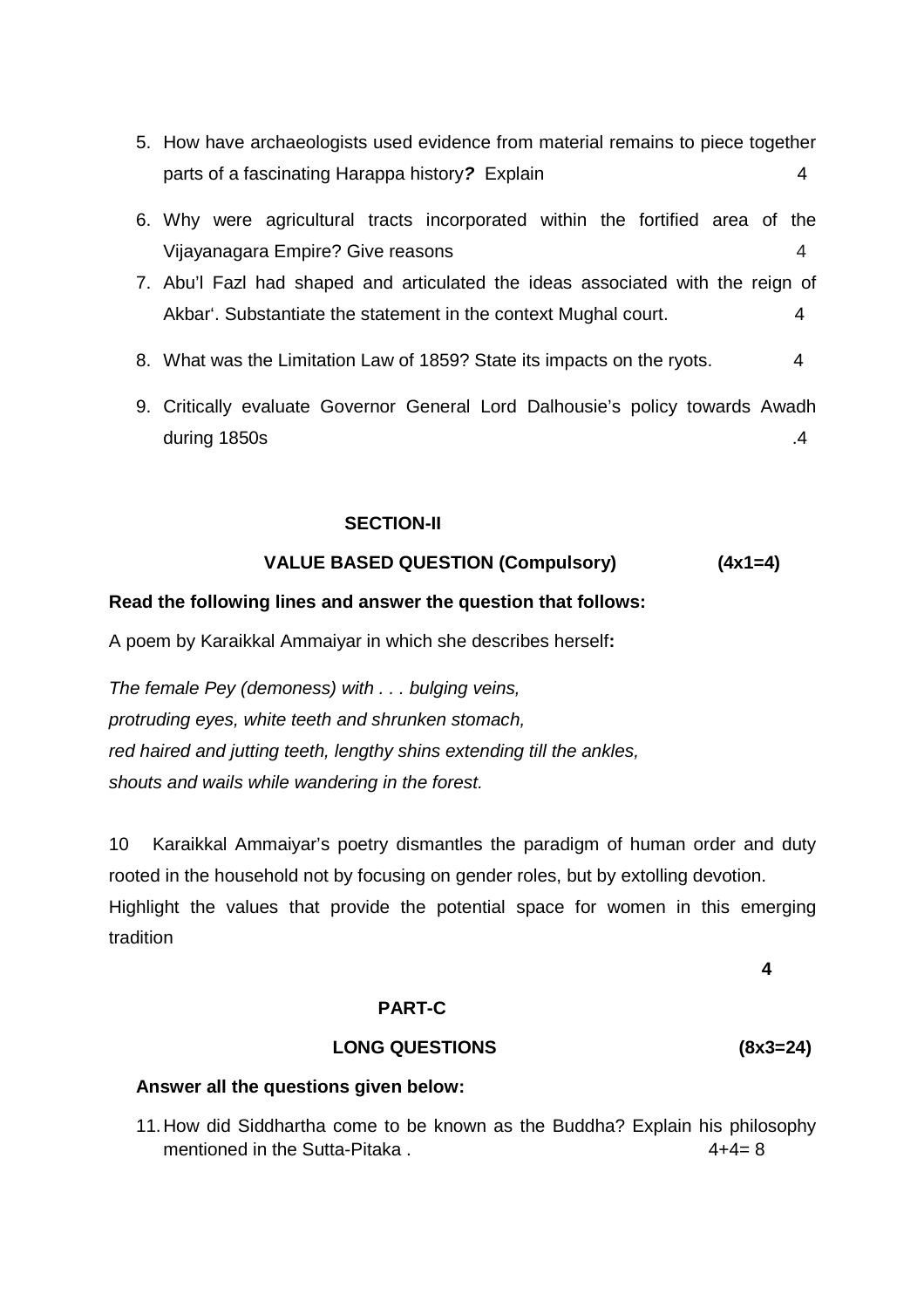5. How have archaeologists used evidence from material remains to piece together parts of a fascinating Harappa history***?*** Explain 4

6. Why were agricultural tracts incorporated within the fortified area of the Vijayanagara Empire? Give reasons 4

7. Abu'l Fazl had shaped and articulated the ideas associated with the reign of Akbar'. Substantiate the statement in the context Mughal court. 4

8. What was the Limitation Law of 1859? State its impacts on the ryots. 4

9. Critically evaluate Governor General Lord Dalhousie's policy towards Awadh during 1850s .4

**SECTION-II**

**VALUE BASED QUESTION (Compulsory) (4x1=4)**

**Read the following lines and answer the question that follows:**

A poem by Karaikkal Ammaiyar in which she describes herself**:**

*The female Pey (demoness) with . . . bulging veins,*
*protruding eyes, white teeth and shrunken stomach,*
*red haired and jutting teeth, lengthy shins extending till the ankles,*
*shouts and wails while wandering in the forest.*

10 Karaikkal Ammaiyar's poetry dismantles the paradigm of human order and duty rooted in the household not by focusing on gender roles, but by extolling devotion. Highlight the values that provide the potential space for women in this emerging tradition

**4**

**PART-C**

**LONG QUESTIONS (8x3=24)**

**Answer all the questions given below:**

11. How did Siddhartha come to be known as the Buddha? Explain his philosophy mentioned in the Sutta-Pitaka . 4+4= 8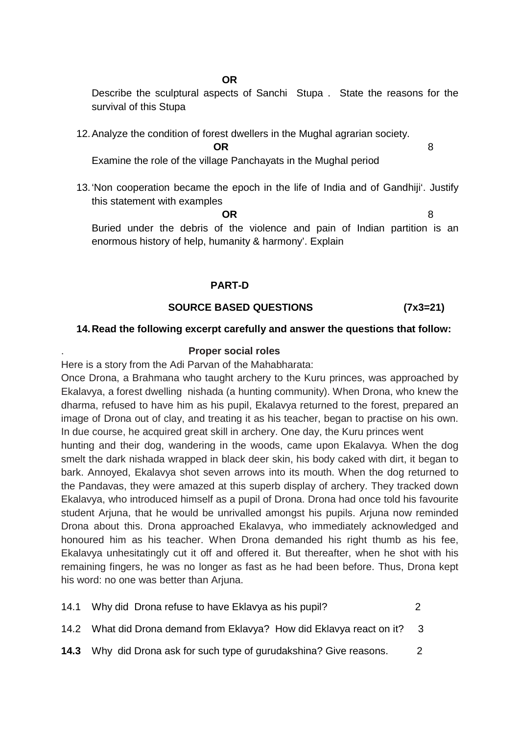**OR**

Describe the sculptural aspects of Sanchi Stupa . State the reasons for the survival of this Stupa

12. Analyze the condition of forest dwellers in the Mughal agrarian society.

**OR** 8

Examine the role of the village Panchayats in the Mughal period

13. 'Non cooperation became the epoch in the life of India and of Gandhiji'. Justify this statement with examples

**OR** 8

Buried under the debris of the violence and pain of Indian partition is an enormous history of help, humanity & harmony'. Explain

## PART-D

### SOURCE BASED QUESTIONS (7x3=21)

**14. Read the following excerpt carefully and answer the questions that follow:**

**Proper social roles**

Here is a story from the Adi Parvan of the Mahabharata:

Once Drona, a Brahmana who taught archery to the Kuru princes, was approached by Ekalavya, a forest dwelling nishada (a hunting community). When Drona, who knew the dharma, refused to have him as his pupil, Ekalavya returned to the forest, prepared an image of Drona out of clay, and treating it as his teacher, began to practise on his own. In due course, he acquired great skill in archery. One day, the Kuru princes went hunting and their dog, wandering in the woods, came upon Ekalavya. When the dog smelt the dark nishada wrapped in black deer skin, his body caked with dirt, it began to bark. Annoyed, Ekalavya shot seven arrows into its mouth. When the dog returned to the Pandavas, they were amazed at this superb display of archery. They tracked down Ekalavya, who introduced himself as a pupil of Drona. Drona had once told his favourite student Arjuna, that he would be unrivalled amongst his pupils. Arjuna now reminded Drona about this. Drona approached Ekalavya, who immediately acknowledged and honoured him as his teacher. When Drona demanded his right thumb as his fee, Ekalavya unhesitatingly cut it off and offered it. But thereafter, when he shot with his remaining fingers, he was no longer as fast as he had been before. Thus, Drona kept his word: no one was better than Arjuna.

14.1 Why did Drona refuse to have Eklavya as his pupil? 2

14.2 What did Drona demand from Eklavya? How did Eklavya react on it? 3

**14.3** Why did Drona ask for such type of gurudakshina? Give reasons. 2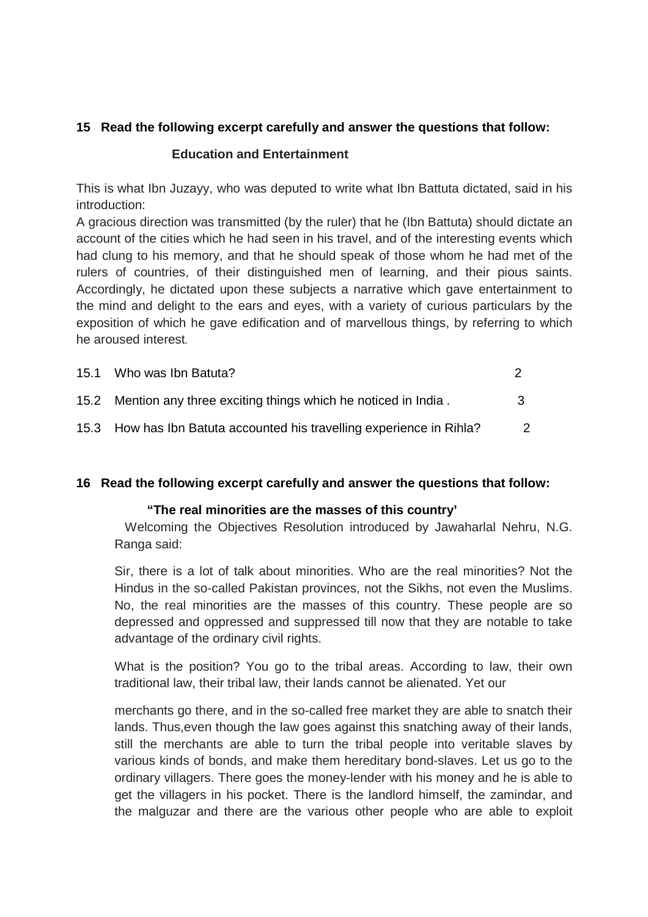**15 Read the following excerpt carefully and answer the questions that follow:**

**Education and Entertainment**

This is what Ibn Juzayy, who was deputed to write what Ibn Battuta dictated, said in his introduction:

A gracious direction was transmitted (by the ruler) that he (Ibn Battuta) should dictate an account of the cities which he had seen in his travel, and of the interesting events which had clung to his memory, and that he should speak of those whom he had met of the rulers of countries, of their distinguished men of learning, and their pious saints. Accordingly, he dictated upon these subjects a narrative which gave entertainment to the mind and delight to the ears and eyes, with a variety of curious particulars by the exposition of which he gave edification and of marvellous things, by referring to which he aroused interest.

| | | |
|---|---|---|
| 15.1 | Who was Ibn Batuta? | 2 |
| 15.2 | Mention any three exciting things which he noticed in India . | 3 |
| 15.3 | How has Ibn Batuta accounted his travelling experience in Rihla? | 2 |

**16 Read the following excerpt carefully and answer the questions that follow:**

**"The real minorities are the masses of this country'**

Welcoming the Objectives Resolution introduced by Jawaharlal Nehru, N.G. Ranga said:

Sir, there is a lot of talk about minorities. Who are the real minorities? Not the Hindus in the so-called Pakistan provinces, not the Sikhs, not even the Muslims. No, the real minorities are the masses of this country. These people are so depressed and oppressed and suppressed till now that they are notable to take advantage of the ordinary civil rights.

What is the position? You go to the tribal areas. According to law, their own traditional law, their tribal law, their lands cannot be alienated. Yet our merchants go there, and in the so-called free market they are able to snatch their lands. Thus,even though the law goes against this snatching away of their lands, still the merchants are able to turn the tribal people into veritable slaves by various kinds of bonds, and make them hereditary bond-slaves. Let us go to the ordinary villagers. There goes the money-lender with his money and he is able to get the villagers in his pocket. There is the landlord himself, the zamindar, and the malguzar and there are the various other people who are able to exploit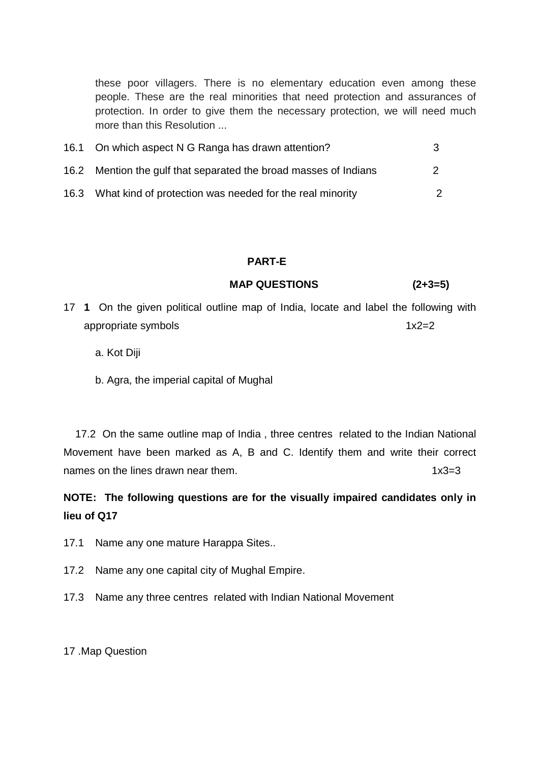these poor villagers. There is no elementary education even among these people. These are the real minorities that need protection and assurances of protection. In order to give them the necessary protection, we will need much more than this Resolution ...

| | | |
|---|---|---|
| 16.1 | On which aspect N G Ranga has drawn attention? | 3 |
| 16.2 | Mention the gulf that separated the broad masses of Indians | 2 |
| 16.3 | What kind of protection was needed for the real minority | 2 |

## PART-E

### MAP QUESTIONS (2+3=5)

17 **1** On the given political outline map of India, locate and label the following with appropriate symbols 1x2=2

a. Kot Diji

b. Agra, the imperial capital of Mughal

17.2 On the same outline map of India , three centres related to the Indian National Movement have been marked as A, B and C. Identify them and write their correct names on the lines drawn near them. 1x3=3

**NOTE: The following questions are for the visually impaired candidates only in lieu of Q17**

17.1 Name any one mature Harappa Sites..

17.2 Name any one capital city of Mughal Empire.

17.3 Name any three centres related with Indian National Movement

17 .Map Question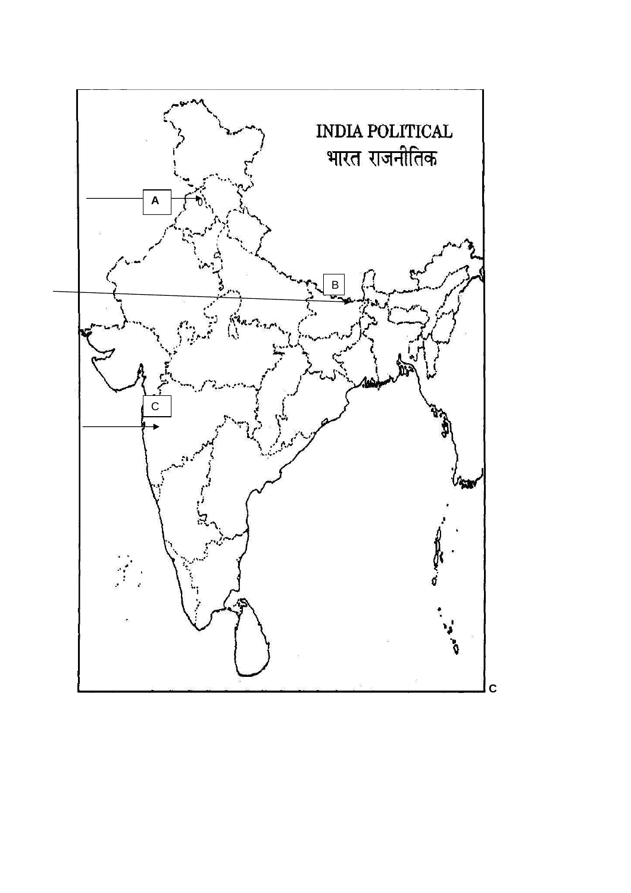INDIA POLITICAL

भारत राजनीतिक

A

B

C

C